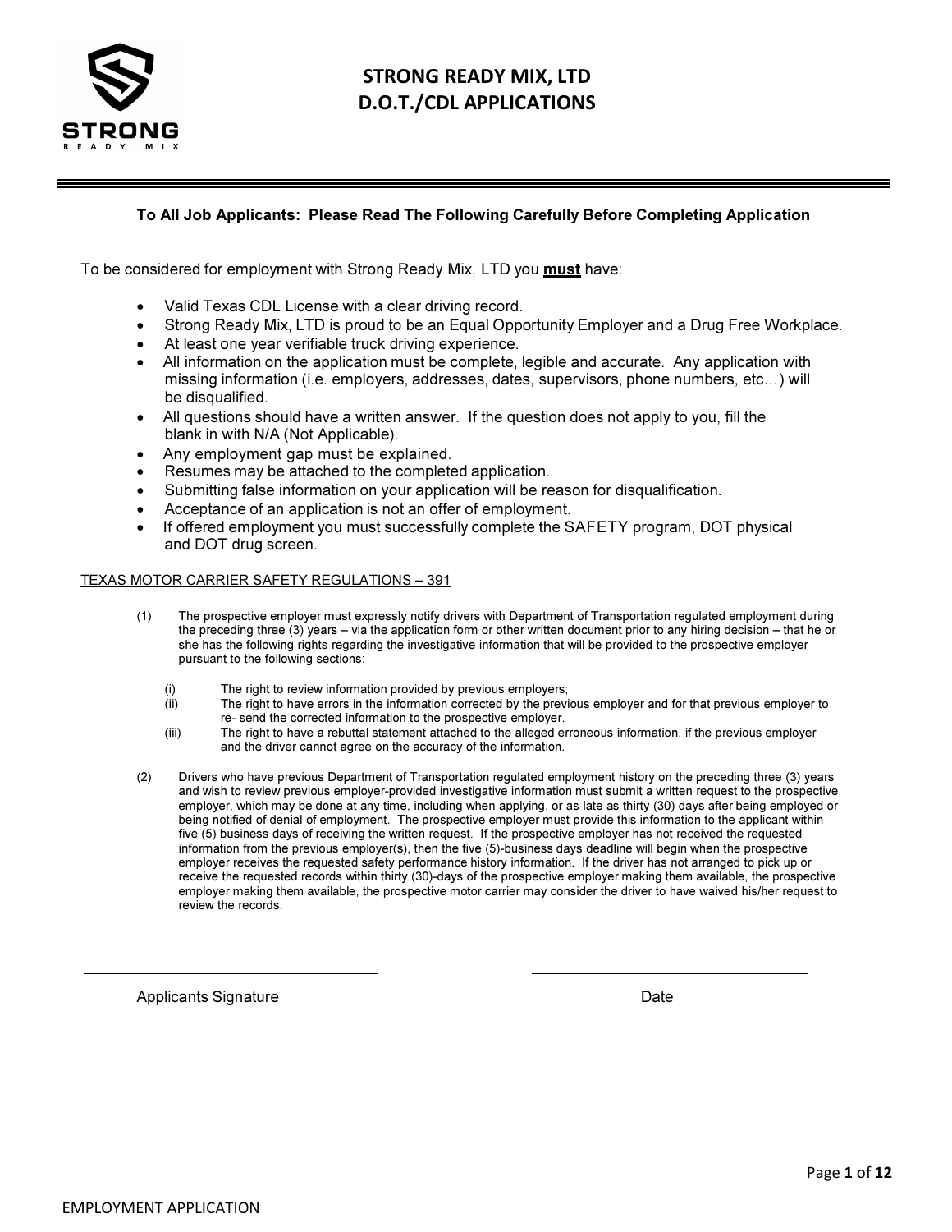# STRONG READY MIX, LTD
# D.O.T./CDL APPLICATIONS

**To All Job Applicants: Please Read The Following Carefully Before Completing Application**

To be considered for employment with Strong Ready Mix, LTD you **must** have:

- Valid Texas CDL License with a clear driving record.
- Strong Ready Mix, LTD is proud to be an Equal Opportunity Employer and a Drug Free Workplace.
- At least one year verifiable truck driving experience.
- All information on the application must be complete, legible and accurate. Any application with missing information (i.e. employers, addresses, dates, supervisors, phone numbers, etc…) will be disqualified.
- All questions should have a written answer. If the question does not apply to you, fill the blank in with N/A (Not Applicable).
- Any employment gap must be explained.
- Resumes may be attached to the completed application.
- Submitting false information on your application will be reason for disqualification.
- Acceptance of an application is not an offer of employment.
- If offered employment you must successfully complete the SAFETY program, DOT physical and DOT drug screen.

TEXAS MOTOR CARRIER SAFETY REGULATIONS – 391

(1) The prospective employer must expressly notify drivers with Department of Transportation regulated employment during the preceding three (3) years – via the application form or other written document prior to any hiring decision – that he or she has the following rights regarding the investigative information that will be provided to the prospective employer pursuant to the following sections:

  (i) The right to review information provided by previous employers;
  (ii) The right to have errors in the information corrected by the previous employer and for that previous employer to re- send the corrected information to the prospective employer.
  (iii) The right to have a rebuttal statement attached to the alleged erroneous information, if the previous employer and the driver cannot agree on the accuracy of the information.

(2) Drivers who have previous Department of Transportation regulated employment history on the preceding three (3) years and wish to review previous employer-provided investigative information must submit a written request to the prospective employer, which may be done at any time, including when applying, or as late as thirty (30) days after being employed or being notified of denial of employment. The prospective employer must provide this information to the applicant within five (5) business days of receiving the written request. If the prospective employer has not received the requested information from the previous employer(s), then the five (5)-business days deadline will begin when the prospective employer receives the requested safety performance history information. If the driver has not arranged to pick up or receive the requested records within thirty (30)-days of the prospective employer making them available, the prospective employer making them available, the prospective motor carrier may consider the driver to have waived his/her request to review the records.

_______________________________ Applicants Signature

_______________________________ Date

EMPLOYMENT APPLICATION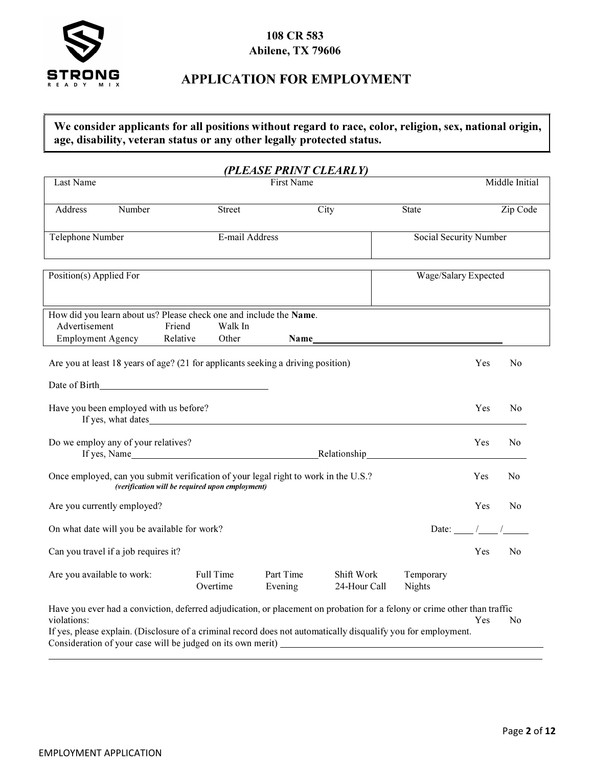STRONG READY MIX

108 CR 583
Abilene, TX 79606

# APPLICATION FOR EMPLOYMENT

**We consider applicants for all positions without regard to race, color, religion, sex, national origin, age, disability, veteran status or any other legally protected status.**

***(PLEASE PRINT CLEARLY)***

| Last Name | | First Name | | | Middle Initial |
|---|---|---|---|---|---|
| | | | | | |
| Address | Number | Street | City | State | Zip Code |
| | | | | | |

| Telephone Number | E-mail Address | Social Security Number |
|---|---|---|
| | | |

| Position(s) Applied For | Wage/Salary Expected |
|---|---|
| | |

How did you learn about us? Please check one and include the **Name**.

Advertisement　　Friend　　Walk In
Employment Agency　　Relative　　Other　　**Name**______________________________

Are you at least 18 years of age? (21 for applicants seeking a driving position)　　Yes　　No

Date of Birth______________________________

Have you been employed with us before?　　Yes　　No
If yes, what dates______________________________

Do we employ any of your relatives?　　Yes　　No
If yes, Name______________________________Relationship______________________________

Once employed, can you submit verification of your legal right to work in the U.S.?　　Yes　　No
***(verification will be required upon employment)***

Are you currently employed?　　Yes　　No

On what date will you be available for work?　　Date: ____ /____ /_____

Can you travel if a job requires it?　　Yes　　No

Are you available to work:　　Full Time　　Part Time　　Shift Work　　Temporary　　Overtime　　Evening　　24-Hour Call　　Nights

Have you ever had a conviction, deferred adjudication, or placement on probation for a felony or crime other than traffic violations:　　Yes　　No
If yes, please explain. (Disclosure of a criminal record does not automatically disqualify you for employment. Consideration of your case will be judged on its own merit) ______________________________

______________________________

EMPLOYMENT APPLICATION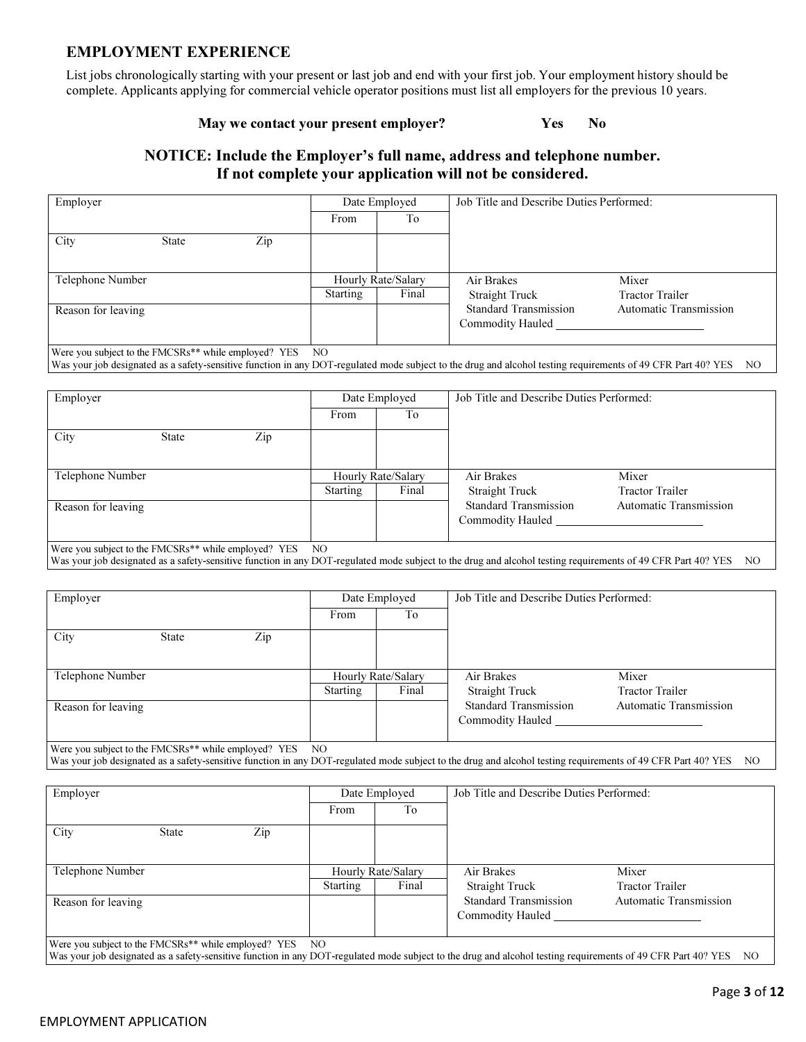## EMPLOYMENT EXPERIENCE

List jobs chronologically starting with your present or last job and end with your first job. Your employment history should be complete. Applicants applying for commercial vehicle operator positions must list all employers for the previous 10 years.

**May we contact your present employer? Yes No**

**NOTICE: Include the Employer's full name, address and telephone number. If not complete your application will not be considered.**

| Employer | Date Employed | | Job Title and Describe Duties Performed: | |
|---|---|---|---|---|
| | From | To | | |
| City State Zip | | | | |
| Telephone Number | Hourly Rate/Salary | | Air Brakes | Mixer |
| | Starting | Final | Straight Truck | Tractor Trailer |
| Reason for leaving | | | Standard Transmission | Automatic Transmission |
| | | | Commodity Hauled ______ | |
| Were you subject to the FMCSRs** while employed? YES NO | | | | |
| Was your job designated as a safety-sensitive function in any DOT-regulated mode subject to the drug and alcohol testing requirements of 49 CFR Part 40? YES NO | | | | |

| Employer | Date Employed | | Job Title and Describe Duties Performed: | |
|---|---|---|---|---|
| | From | To | | |
| City State Zip | | | | |
| Telephone Number | Hourly Rate/Salary | | Air Brakes | Mixer |
| | Starting | Final | Straight Truck | Tractor Trailer |
| Reason for leaving | | | Standard Transmission | Automatic Transmission |
| | | | Commodity Hauled ______ | |
| Were you subject to the FMCSRs** while employed? YES NO | | | | |
| Was your job designated as a safety-sensitive function in any DOT-regulated mode subject to the drug and alcohol testing requirements of 49 CFR Part 40? YES NO | | | | |

| Employer | Date Employed | | Job Title and Describe Duties Performed: | |
|---|---|---|---|---|
| | From | To | | |
| City State Zip | | | | |
| Telephone Number | Hourly Rate/Salary | | Air Brakes | Mixer |
| | Starting | Final | Straight Truck | Tractor Trailer |
| Reason for leaving | | | Standard Transmission | Automatic Transmission |
| | | | Commodity Hauled ______ | |
| Were you subject to the FMCSRs** while employed? YES NO | | | | |
| Was your job designated as a safety-sensitive function in any DOT-regulated mode subject to the drug and alcohol testing requirements of 49 CFR Part 40? YES NO | | | | |

| Employer | Date Employed | | Job Title and Describe Duties Performed: | |
|---|---|---|---|---|
| | From | To | | |
| City State Zip | | | | |
| Telephone Number | Hourly Rate/Salary | | Air Brakes | Mixer |
| | Starting | Final | Straight Truck | Tractor Trailer |
| Reason for leaving | | | Standard Transmission | Automatic Transmission |
| | | | Commodity Hauled ______ | |
| Were you subject to the FMCSRs** while employed? YES NO | | | | |
| Was your job designated as a safety-sensitive function in any DOT-regulated mode subject to the drug and alcohol testing requirements of 49 CFR Part 40? YES NO | | | | |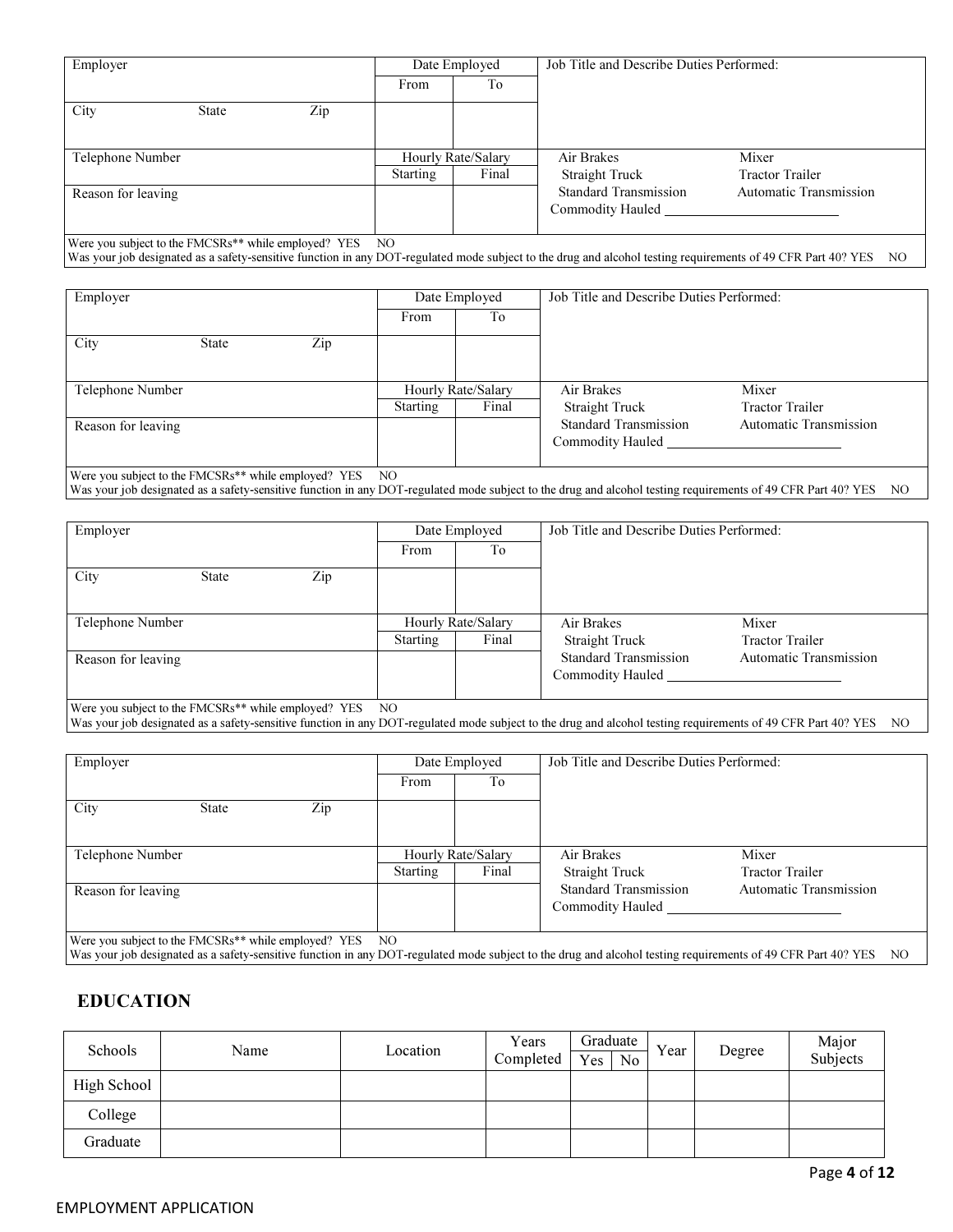| Employer | | | Date Employed | | Job Title and Describe Duties Performed: | |
|---|---|---|---|---|---|---|
| | | | From | To | | |
| City | State | Zip | | | | |
| Telephone Number | | | Hourly Rate/Salary | | Air Brakes | Mixer |
| | | | Starting | Final | Straight Truck | Tractor Trailer |
| Reason for leaving | | | | | Standard Transmission | Automatic Transmission |
| | | | | | Commodity Hauled ________________________ | |

Were you subject to the FMCSRs** while employed? YES NO
Was your job designated as a safety-sensitive function in any DOT-regulated mode subject to the drug and alcohol testing requirements of 49 CFR Part 40? YES NO

| Employer | | | Date Employed | | Job Title and Describe Duties Performed: | |
|---|---|---|---|---|---|---|
| | | | From | To | | |
| City | State | Zip | | | | |
| Telephone Number | | | Hourly Rate/Salary | | Air Brakes | Mixer |
| | | | Starting | Final | Straight Truck | Tractor Trailer |
| Reason for leaving | | | | | Standard Transmission | Automatic Transmission |
| | | | | | Commodity Hauled ________________________ | |

Were you subject to the FMCSRs** while employed? YES NO
Was your job designated as a safety-sensitive function in any DOT-regulated mode subject to the drug and alcohol testing requirements of 49 CFR Part 40? YES NO

| Employer | | | Date Employed | | Job Title and Describe Duties Performed: | |
|---|---|---|---|---|---|---|
| | | | From | To | | |
| City | State | Zip | | | | |
| Telephone Number | | | Hourly Rate/Salary | | Air Brakes | Mixer |
| | | | Starting | Final | Straight Truck | Tractor Trailer |
| Reason for leaving | | | | | Standard Transmission | Automatic Transmission |
| | | | | | Commodity Hauled ________________________ | |

Were you subject to the FMCSRs** while employed? YES NO
Was your job designated as a safety-sensitive function in any DOT-regulated mode subject to the drug and alcohol testing requirements of 49 CFR Part 40? YES NO

| Employer | | | Date Employed | | Job Title and Describe Duties Performed: | |
|---|---|---|---|---|---|---|
| | | | From | To | | |
| City | State | Zip | | | | |
| Telephone Number | | | Hourly Rate/Salary | | Air Brakes | Mixer |
| | | | Starting | Final | Straight Truck | Tractor Trailer |
| Reason for leaving | | | | | Standard Transmission | Automatic Transmission |
| | | | | | Commodity Hauled ________________________ | |

Were you subject to the FMCSRs** while employed? YES NO
Was your job designated as a safety-sensitive function in any DOT-regulated mode subject to the drug and alcohol testing requirements of 49 CFR Part 40? YES NO

## EDUCATION

| Schools | Name | Location | Years Completed | Graduate | | Year | Degree | Major Subjects |
|---|---|---|---|---|---|---|---|---|
| | | | | Yes | No | | | |
| High School | | | | | | | | |
| College | | | | | | | | |
| Graduate | | | | | | | | |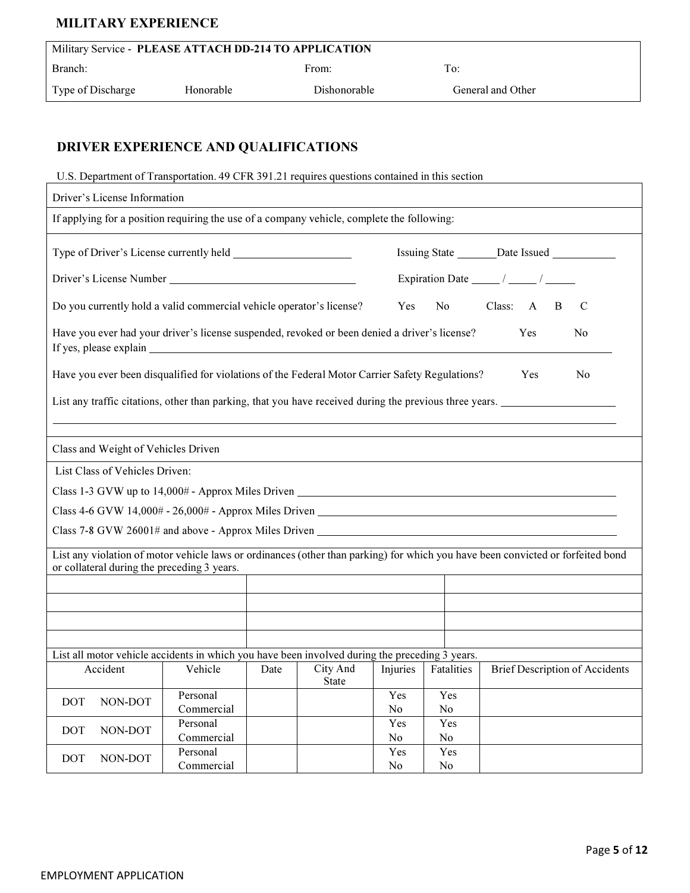## MILITARY EXPERIENCE

| Military Service - **PLEASE ATTACH DD-214 TO APPLICATION** | | | |
|---|---|---|---|
| Branch: | | From: | To: |
| Type of Discharge | Honorable | Dishonorable | General and Other |

## DRIVER EXPERIENCE AND QUALIFICATIONS

U.S. Department of Transportation. 49 CFR 391.21 requires questions contained in this section

**Driver's License Information**

If applying for a position requiring the use of a company vehicle, complete the following:

Type of Driver's License currently held ____________________ Issuing State _______ Date Issued ___________

Driver's License Number ________________________________ Expiration Date _____ / _____ / _____

Do you currently hold a valid commercial vehicle operator's license? Yes No Class: A B C

Have you ever had your driver's license suspended, revoked or been denied a driver's license? Yes No
If yes, please explain ______________________________________________________________

Have you ever been disqualified for violations of the Federal Motor Carrier Safety Regulations? Yes No

List any traffic citations, other than parking, that you have received during the previous three years. ____________________

______________________________________________________________________________

**Class and Weight of Vehicles Driven**

List Class of Vehicles Driven:

Class 1-3 GVW up to 14,000# - Approx Miles Driven ______________________________________

Class 4-6 GVW 14,000# - 26,000# - Approx Miles Driven ___________________________________

Class 7-8 GVW 26001# and above - Approx Miles Driven ___________________________________

List any violation of motor vehicle laws or ordinances (other than parking) for which you have been convicted or forfeited bond or collateral during the preceding 3 years.

| | | |
|---|---|---|
| | | |
| | | |
| | | |
| | | |

List all motor vehicle accidents in which you have been involved during the preceding 3 years.

| Accident | Vehicle | Date | City And State | Injuries | Fatalities | Brief Description of Accidents |
|---|---|---|---|---|---|---|
| DOT NON-DOT | Personal Commercial | | | Yes No | Yes No | |
| DOT NON-DOT | Personal Commercial | | | Yes No | Yes No | |
| DOT NON-DOT | Personal Commercial | | | Yes No | Yes No | |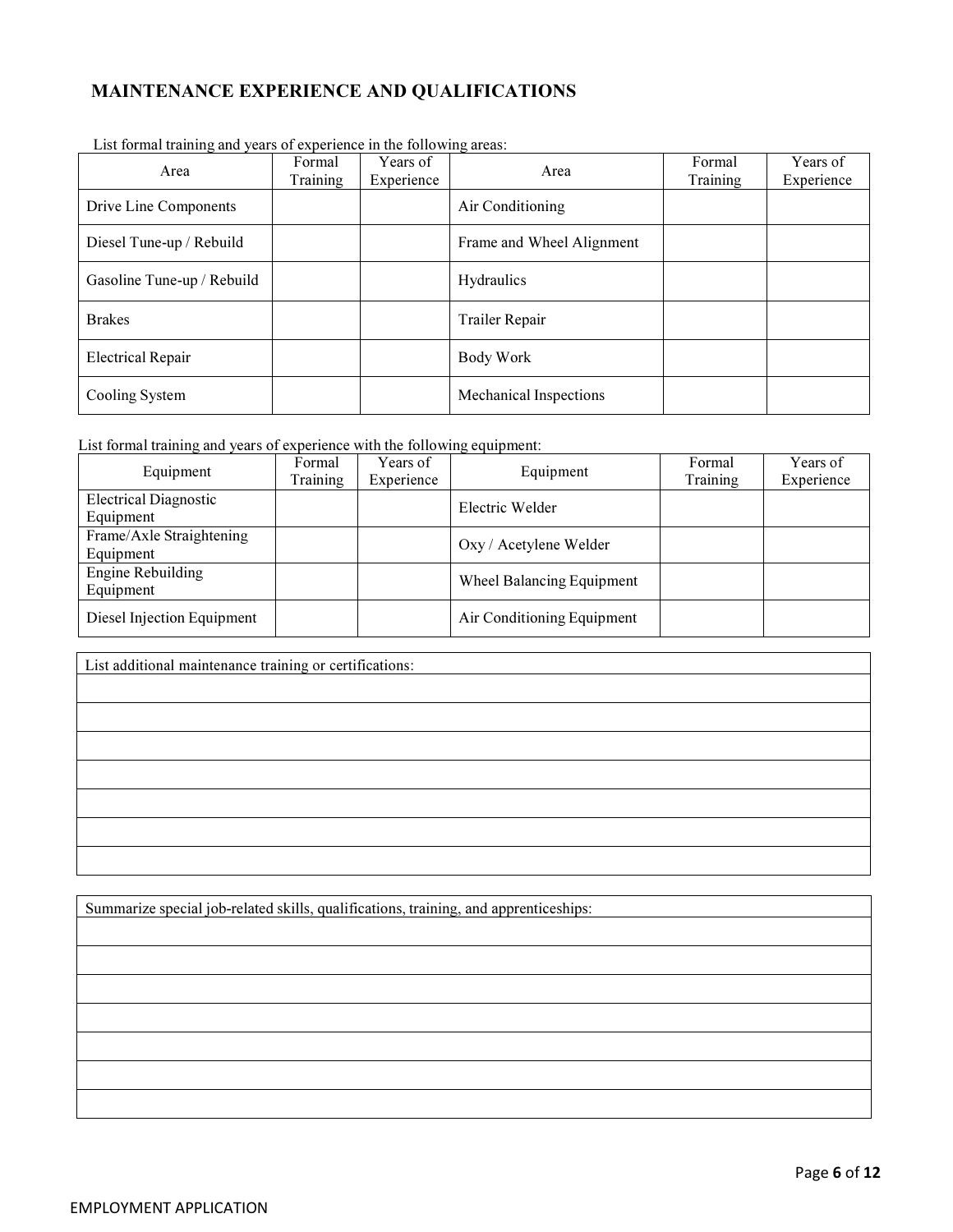## MAINTENANCE EXPERIENCE AND QUALIFICATIONS

List formal training and years of experience in the following areas:

| Area | Formal Training | Years of Experience | Area | Formal Training | Years of Experience |
|---|---|---|---|---|---|
| Drive Line Components | | | Air Conditioning | | |
| Diesel Tune-up / Rebuild | | | Frame and Wheel Alignment | | |
| Gasoline Tune-up / Rebuild | | | Hydraulics | | |
| Brakes | | | Trailer Repair | | |
| Electrical Repair | | | Body Work | | |
| Cooling System | | | Mechanical Inspections | | |

List formal training and years of experience with the following equipment:

| Equipment | Formal Training | Years of Experience | Equipment | Formal Training | Years of Experience |
|---|---|---|---|---|---|
| Electrical Diagnostic Equipment | | | Electric Welder | | |
| Frame/Axle Straightening Equipment | | | Oxy / Acetylene Welder | | |
| Engine Rebuilding Equipment | | | Wheel Balancing Equipment | | |
| Diesel Injection Equipment | | | Air Conditioning Equipment | | |

| List additional maintenance training or certifications: |
|---|
| |
| |
| |
| |
| |
| |
| |

| Summarize special job-related skills, qualifications, training, and apprenticeships: |
|---|
| |
| |
| |
| |
| |
| |
| |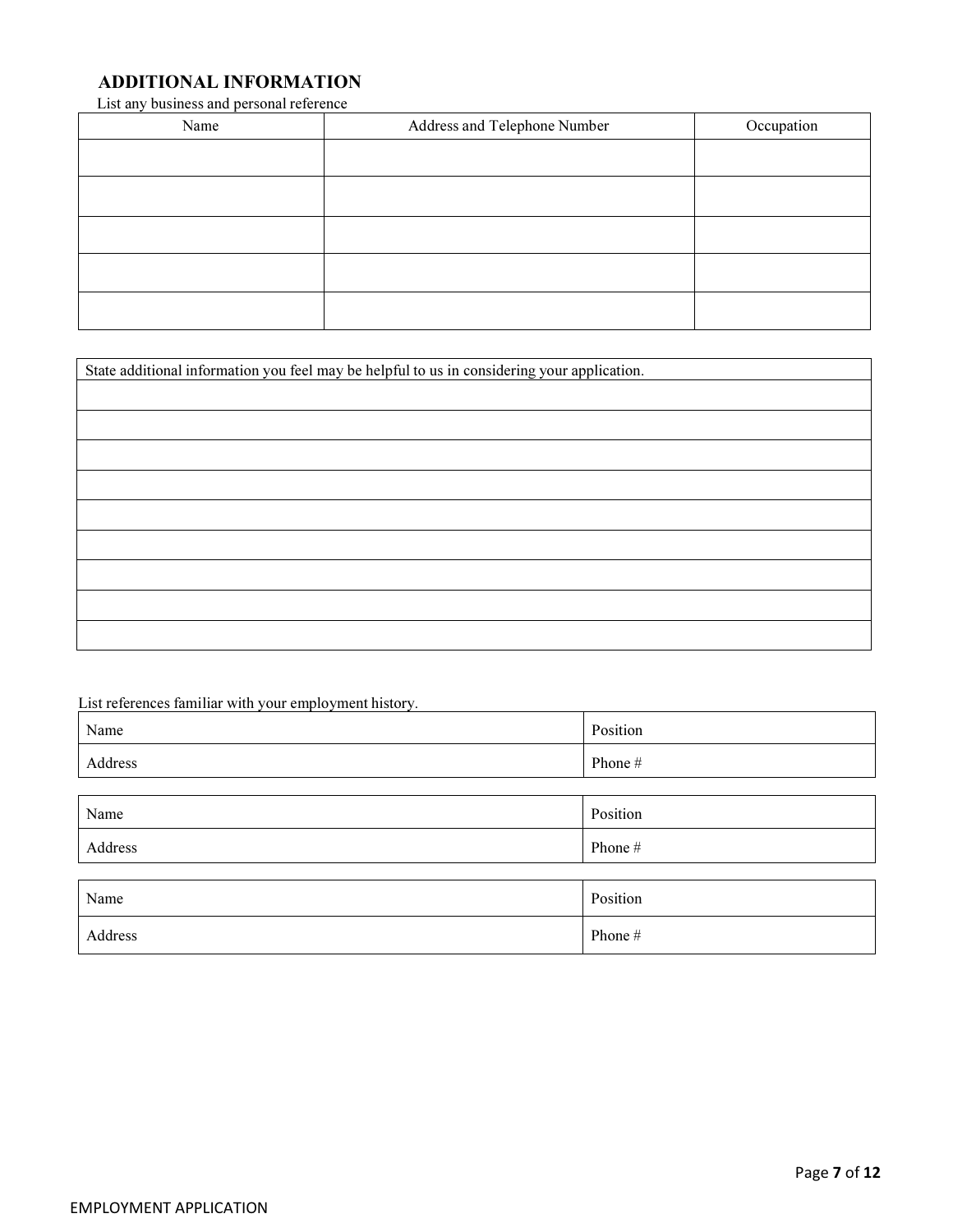## ADDITIONAL INFORMATION

List any business and personal reference

| Name | Address and Telephone Number | Occupation |
|---|---|---|
| | | |
| | | |
| | | |
| | | |
| | | |

| State additional information you feel may be helpful to us in considering your application. |
|---|
| |
| |
| |
| |
| |
| |
| |
| |
| |

List references familiar with your employment history.

| Name | Position |
|---|---|
| Address | Phone # |

| Name | Position |
|---|---|
| Address | Phone # |

| Name | Position |
|---|---|
| Address | Phone # |

EMPLOYMENT APPLICATION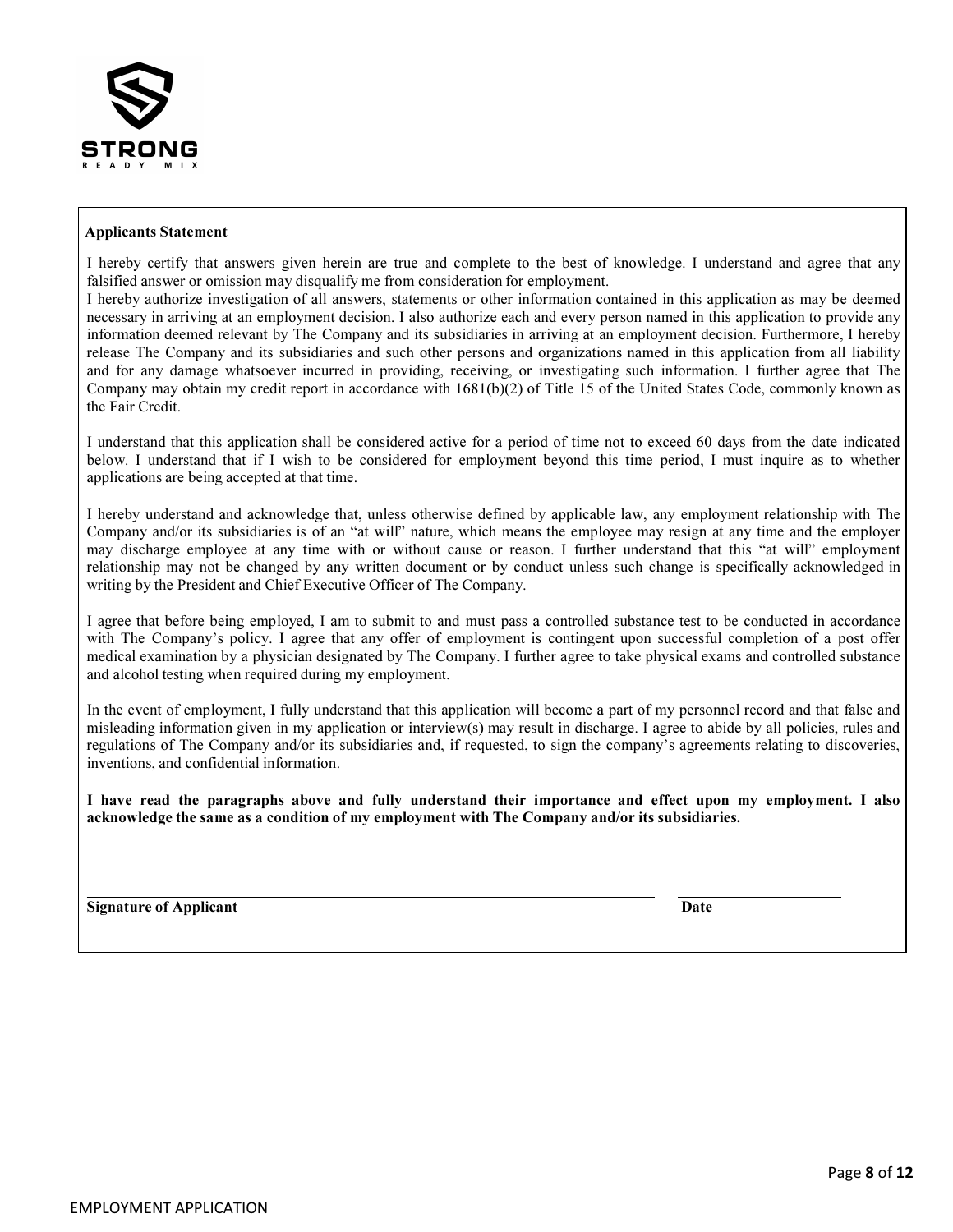**STRONG**
READY MIX

## Applicants Statement

I hereby certify that answers given herein are true and complete to the best of knowledge. I understand and agree that any falsified answer or omission may disqualify me from consideration for employment.
I hereby authorize investigation of all answers, statements or other information contained in this application as may be deemed necessary in arriving at an employment decision. I also authorize each and every person named in this application to provide any information deemed relevant by The Company and its subsidiaries in arriving at an employment decision. Furthermore, I hereby release The Company and its subsidiaries and such other persons and organizations named in this application from all liability and for any damage whatsoever incurred in providing, receiving, or investigating such information. I further agree that The Company may obtain my credit report in accordance with 1681(b)(2) of Title 15 of the United States Code, commonly known as the Fair Credit.

I understand that this application shall be considered active for a period of time not to exceed 60 days from the date indicated below. I understand that if I wish to be considered for employment beyond this time period, I must inquire as to whether applications are being accepted at that time.

I hereby understand and acknowledge that, unless otherwise defined by applicable law, any employment relationship with The Company and/or its subsidiaries is of an "at will" nature, which means the employee may resign at any time and the employer may discharge employee at any time with or without cause or reason. I further understand that this "at will" employment relationship may not be changed by any written document or by conduct unless such change is specifically acknowledged in writing by the President and Chief Executive Officer of The Company.

I agree that before being employed, I am to submit to and must pass a controlled substance test to be conducted in accordance with The Company's policy. I agree that any offer of employment is contingent upon successful completion of a post offer medical examination by a physician designated by The Company. I further agree to take physical exams and controlled substance and alcohol testing when required during my employment.

In the event of employment, I fully understand that this application will become a part of my personnel record and that false and misleading information given in my application or interview(s) may result in discharge. I agree to abide by all policies, rules and regulations of The Company and/or its subsidiaries and, if requested, to sign the company's agreements relating to discoveries, inventions, and confidential information.

**I have read the paragraphs above and fully understand their importance and effect upon my employment. I also acknowledge the same as a condition of my employment with The Company and/or its subsidiaries.**

\_\_\_\_\_\_\_\_\_\_\_\_\_\_\_\_\_\_\_\_\_\_\_\_\_\_\_\_\_\_\_\_\_\_\_\_\_\_\_\_ \_\_\_\_\_\_\_\_\_\_\_\_\_\_\_\_\_\_\_\_

**Signature of Applicant** **Date**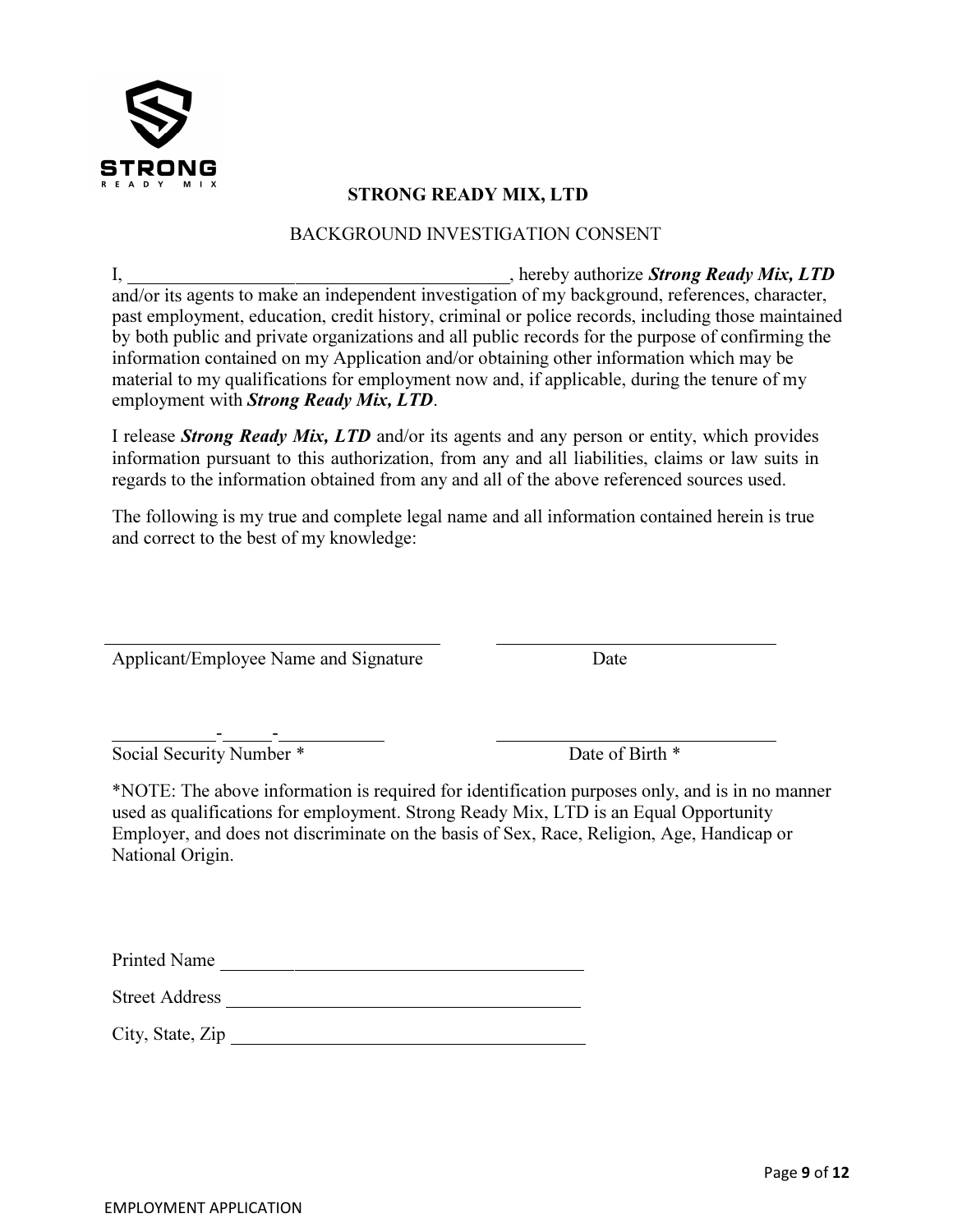**STRONG READY MIX, LTD**

BACKGROUND INVESTIGATION CONSENT

I, \_\_\_\_\_\_\_\_\_\_\_\_\_\_\_\_\_\_\_\_\_\_\_\_\_\_\_\_\_\_\_\_\_\_\_\_\_\_\_\_\_\_, hereby authorize ***Strong Ready Mix, LTD*** and/or its agents to make an independent investigation of my background, references, character, past employment, education, credit history, criminal or police records, including those maintained by both public and private organizations and all public records for the purpose of confirming the information contained on my Application and/or obtaining other information which may be material to my qualifications for employment now and, if applicable, during the tenure of my employment with ***Strong Ready Mix, LTD***.

I release ***Strong Ready Mix, LTD*** and/or its agents and any person or entity, which provides information pursuant to this authorization, from any and all liabilities, claims or law suits in regards to the information obtained from any and all of the above referenced sources used.

The following is my true and complete legal name and all information contained herein is true and correct to the best of my knowledge:

\_\_\_\_\_\_\_\_\_\_\_\_\_\_\_\_\_\_\_\_\_\_\_\_\_\_\_\_\_\_\_\_\_\_\_\_ \_\_\_\_\_\_\_\_\_\_\_\_\_\_\_\_\_\_\_\_\_\_\_\_\_\_\_\_\_\_

Applicant/Employee Name and Signature    Date

\_\_\_\_\_\_\_\_\_\_-\_\_\_\_\_-\_\_\_\_\_\_\_\_\_\_ \_\_\_\_\_\_\_\_\_\_\_\_\_\_\_\_\_\_\_\_\_\_\_\_\_\_\_\_\_\_

Social Security Number *    Date of Birth *

*NOTE: The above information is required for identification purposes only, and is in no manner used as qualifications for employment. Strong Ready Mix, LTD is an Equal Opportunity Employer, and does not discriminate on the basis of Sex, Race, Religion, Age, Handicap or National Origin.

Printed Name \_\_\_\_\_\_\_\_\_\_\_\_\_\_\_\_\_\_\_\_\_\_\_\_\_\_\_\_\_\_\_\_\_\_\_\_\_\_

Street Address \_\_\_\_\_\_\_\_\_\_\_\_\_\_\_\_\_\_\_\_\_\_\_\_\_\_\_\_\_\_\_\_\_\_\_\_\_\_

City, State, Zip \_\_\_\_\_\_\_\_\_\_\_\_\_\_\_\_\_\_\_\_\_\_\_\_\_\_\_\_\_\_\_\_\_\_\_\_\_\_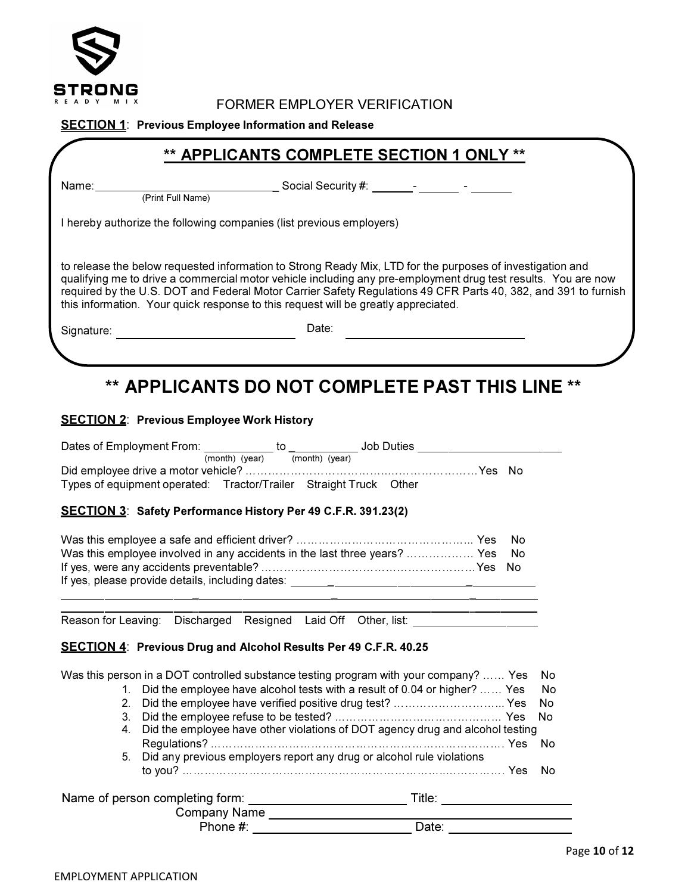STRONG READY MIX

# FORMER EMPLOYER VERIFICATION

**SECTION 1**: **Previous Employee Information and Release**

## ** APPLICANTS COMPLETE SECTION 1 ONLY **

Name: ______________________________ Social Security #: ______- ______ - ______
(Print Full Name)

I hereby authorize the following companies (list previous employers)

to release the below requested information to Strong Ready Mix, LTD for the purposes of investigation and qualifying me to drive a commercial motor vehicle including any pre-employment drug test results. You are now required by the U.S. DOT and Federal Motor Carrier Safety Regulations 49 CFR Parts 40, 382, and 391 to furnish this information. Your quick response to this request will be greatly appreciated.

Signature: ______________________________ Date: ______________________________

## ** APPLICANTS DO NOT COMPLETE PAST THIS LINE **

**SECTION 2**: **Previous Employee Work History**

Dates of Employment From: ___________ to ___________ Job Duties ______________________
(month) (year) (month) (year)

Did employee drive a motor vehicle? ………………………………………………………… Yes No

Types of equipment operated: Tractor/Trailer Straight Truck Other

**SECTION 3**: **Safety Performance History Per 49 C.F.R. 391.23(2)**

Was this employee a safe and efficient driver? ………………………………………… Yes No

Was this employee involved in any accidents in the last three years? ……………… Yes No

If yes, were any accidents preventable? ………………………………………………… Yes No

If yes, please provide details, including dates: ______________________________________

______________________________________________________________________________

______________________________________________________________________________

Reason for Leaving: Discharged Resigned Laid Off Other, list: ____________________

**SECTION 4**: **Previous Drug and Alcohol Results Per 49 C.F.R. 40.25**

Was this person in a DOT controlled substance testing program with your company? …… Yes No

1. Did the employee have alcohol tests with a result of 0.04 or higher? …… Yes No
2. Did the employee have verified positive drug test? ………………………… Yes No
3. Did the employee refuse to be tested? ……………………………………… Yes No
4. Did the employee have other violations of DOT agency drug and alcohol testing Regulations? ……………………………………………………………………… Yes No
5. Did any previous employers report any drug or alcohol rule violations to you? ……………………………………………………………………………… Yes No

Name of person completing form: ______________________ Title: __________________

Company Name ____________________________________________

Phone #: ______________________ Date: __________________

EMPLOYMENT APPLICATION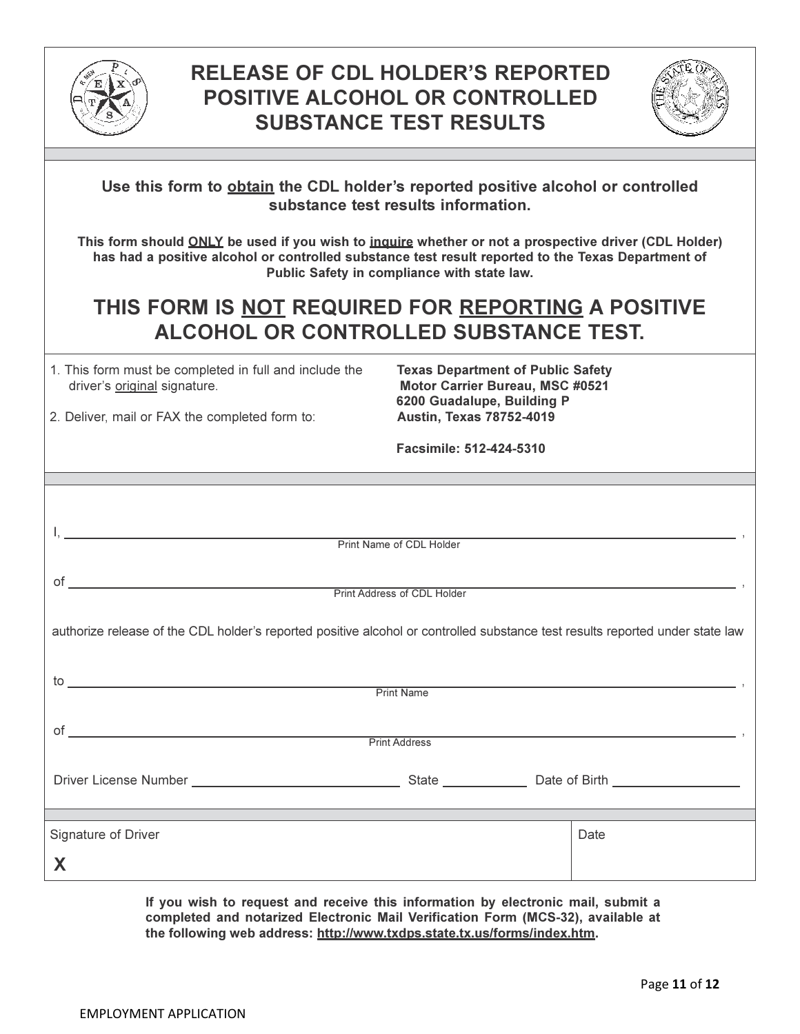# RELEASE OF CDL HOLDER'S REPORTED POSITIVE ALCOHOL OR CONTROLLED SUBSTANCE TEST RESULTS

**Use this form to obtain the CDL holder's reported positive alcohol or controlled substance test results information.**

**This form should ONLY be used if you wish to inquire whether or not a prospective driver (CDL Holder) has had a positive alcohol or controlled substance test result reported to the Texas Department of Public Safety in compliance with state law.**

## THIS FORM IS NOT REQUIRED FOR REPORTING A POSITIVE ALCOHOL OR CONTROLLED SUBSTANCE TEST.

1. This form must be completed in full and include the driver's original signature.
2. Deliver, mail or FAX the completed form to:

**Texas Department of Public Safety**
**Motor Carrier Bureau, MSC #0521**
**6200 Guadalupe, Building P**
**Austin, Texas 78752-4019**

**Facsimile: 512-424-5310**

I, ______________________________________________________________ ,
Print Name of CDL Holder

of ______________________________________________________________ ,
Print Address of CDL Holder

authorize release of the CDL holder's reported positive alcohol or controlled substance test results reported under state law

to ______________________________________________________________ ,
Print Name

of ______________________________________________________________ ,
Print Address

Driver License Number ____________________ State __________ Date of Birth ______________

| Signature of Driver | Date |
| --- | --- |
| X | |

**If you wish to request and receive this information by electronic mail, submit a completed and notarized Electronic Mail Verification Form (MCS-32), available at the following web address: http://www.txdps.state.tx.us/forms/index.htm.**

EMPLOYMENT APPLICATION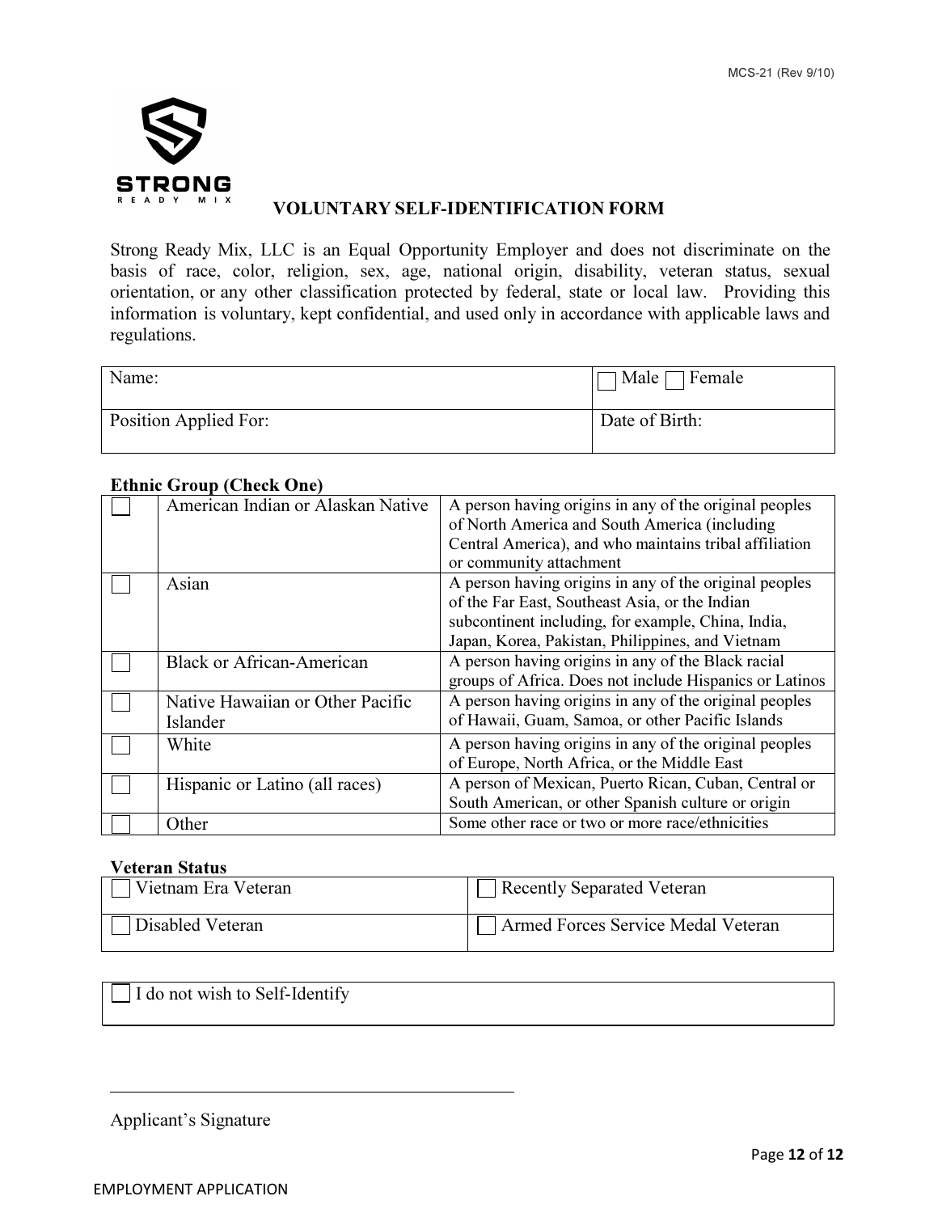MCS-21 (Rev 9/10)

STRONG

READY MIX

## VOLUNTARY SELF-IDENTIFICATION FORM

Strong Ready Mix, LLC is an Equal Opportunity Employer and does not discriminate on the basis of race, color, religion, sex, age, national origin, disability, veteran status, sexual orientation, or any other classification protected by federal, state or local law. Providing this information is voluntary, kept confidential, and used only in accordance with applicable laws and regulations.

| | |
|---|---|
| Name: | ☐ Male ☐ Female |
| Position Applied For: | Date of Birth: |

**Ethnic Group (Check One)**

| | | |
|---|---|---|
| ☐ | American Indian or Alaskan Native | A person having origins in any of the original peoples of North America and South America (including Central America), and who maintains tribal affiliation or community attachment |
| ☐ | Asian | A person having origins in any of the original peoples of the Far East, Southeast Asia, or the Indian subcontinent including, for example, China, India, Japan, Korea, Pakistan, Philippines, and Vietnam |
| ☐ | Black or African-American | A person having origins in any of the Black racial groups of Africa. Does not include Hispanics or Latinos |
| ☐ | Native Hawaiian or Other Pacific Islander | A person having origins in any of the original peoples of Hawaii, Guam, Samoa, or other Pacific Islands |
| ☐ | White | A person having origins in any of the original peoples of Europe, North Africa, or the Middle East |
| ☐ | Hispanic or Latino (all races) | A person of Mexican, Puerto Rican, Cuban, Central or South American, or other Spanish culture or origin |
| ☐ | Other | Some other race or two or more race/ethnicities |

**Veteran Status**

| | |
|---|---|
| ☐ Vietnam Era Veteran | ☐ Recently Separated Veteran |
| ☐ Disabled Veteran | ☐ Armed Forces Service Medal Veteran |

☐ I do not wish to Self-Identify

______________________________

Applicant's Signature

EMPLOYMENT APPLICATION